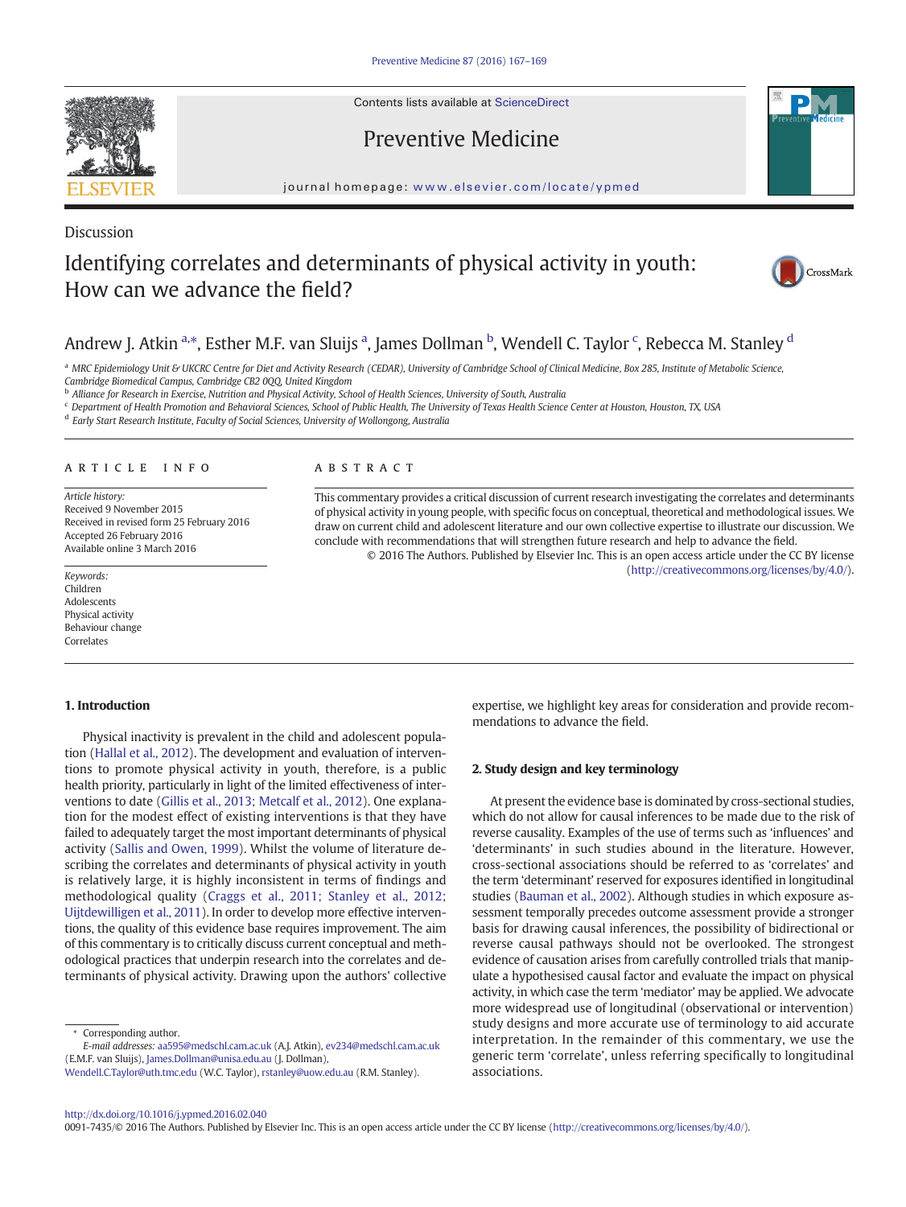Discussion

# Identifying correlates and determinants of physical activity in youth: How can we advance the field?

Andrew J. Atkin [a,*], Esther M.F. van Sluijs [a], James Dollman [b], Wendell C. Taylor [c], Rebecca M. Stanley [d]

[a] MRC Epidemiology Unit & UKCRC Centre for Diet and Activity Research (CEDAR), University of Cambridge School of Clinical Medicine, Box 285, Institute of Metabolic Science, Cambridge Biomedical Campus, Cambridge CB2 0QQ, United Kingdom

[b] Alliance for Research in Exercise, Nutrition and Physical Activity, School of Health Sciences, University of South, Australia

[c] Department of Health Promotion and Behavioral Sciences, School of Public Health, The University of Texas Health Science Center at Houston, Houston, TX, USA

[d] Early Start Research Institute, Faculty of Social Sciences, University of Wollongong, Australia

## ARTICLE INFO

*Article history:*
Received 9 November 2015
Received in revised form 25 February 2016
Accepted 26 February 2016
Available online 3 March 2016

*Keywords:*
Children
Adolescents
Physical activity
Behaviour change
Correlates

## ABSTRACT

This commentary provides a critical discussion of current research investigating the correlates and determinants of physical activity in young people, with specific focus on conceptual, theoretical and methodological issues. We draw on current child and adolescent literature and our own collective expertise to illustrate our discussion. We conclude with recommendations that will strengthen future research and help to advance the field.

© 2016 The Authors. Published by Elsevier Inc. This is an open access article under the CC BY license (http://creativecommons.org/licenses/by/4.0/).

## 1. Introduction

Physical inactivity is prevalent in the child and adolescent population (Hallal et al., 2012). The development and evaluation of interventions to promote physical activity in youth, therefore, is a public health priority, particularly in light of the limited effectiveness of interventions to date (Gillis et al., 2013; Metcalf et al., 2012). One explanation for the modest effect of existing interventions is that they have failed to adequately target the most important determinants of physical activity (Sallis and Owen, 1999). Whilst the volume of literature describing the correlates and determinants of physical activity in youth is relatively large, it is highly inconsistent in terms of findings and methodological quality (Craggs et al., 2011; Stanley et al., 2012; Uijtdewilligen et al., 2011). In order to develop more effective interventions, the quality of this evidence base requires improvement. The aim of this commentary is to critically discuss current conceptual and methodological practices that underpin research into the correlates and determinants of physical activity. Drawing upon the authors' collective expertise, we highlight key areas for consideration and provide recommendations to advance the field.

## 2. Study design and key terminology

At present the evidence base is dominated by cross-sectional studies, which do not allow for causal inferences to be made due to the risk of reverse causality. Examples of the use of terms such as 'influences' and 'determinants' in such studies abound in the literature. However, cross-sectional associations should be referred to as 'correlates' and the term 'determinant' reserved for exposures identified in longitudinal studies (Bauman et al., 2002). Although studies in which exposure assessment temporally precedes outcome assessment provide a stronger basis for drawing causal inferences, the possibility of bidirectional or reverse causal pathways should not be overlooked. The strongest evidence of causation arises from carefully controlled trials that manipulate a hypothesised causal factor and evaluate the impact on physical activity, in which case the term 'mediator' may be applied. We advocate more widespread use of longitudinal (observational or intervention) study designs and more accurate use of terminology to aid accurate interpretation. In the remainder of this commentary, we use the generic term 'correlate', unless referring specifically to longitudinal associations.

* Corresponding author.
*E-mail addresses:* aa595@medschl.cam.ac.uk (A.J. Atkin), ev234@medschl.cam.ac.uk (E.M.F. van Sluijs), James.Dollman@unisa.edu.au (J. Dollman), Wendell.C.Taylor@uth.tmc.edu (W.C. Taylor), rstanley@uow.edu.au (R.M. Stanley).

http://dx.doi.org/10.1016/j.ypmed.2016.02.040
0091-7435/© 2016 The Authors. Published by Elsevier Inc. This is an open access article under the CC BY license (http://creativecommons.org/licenses/by/4.0/).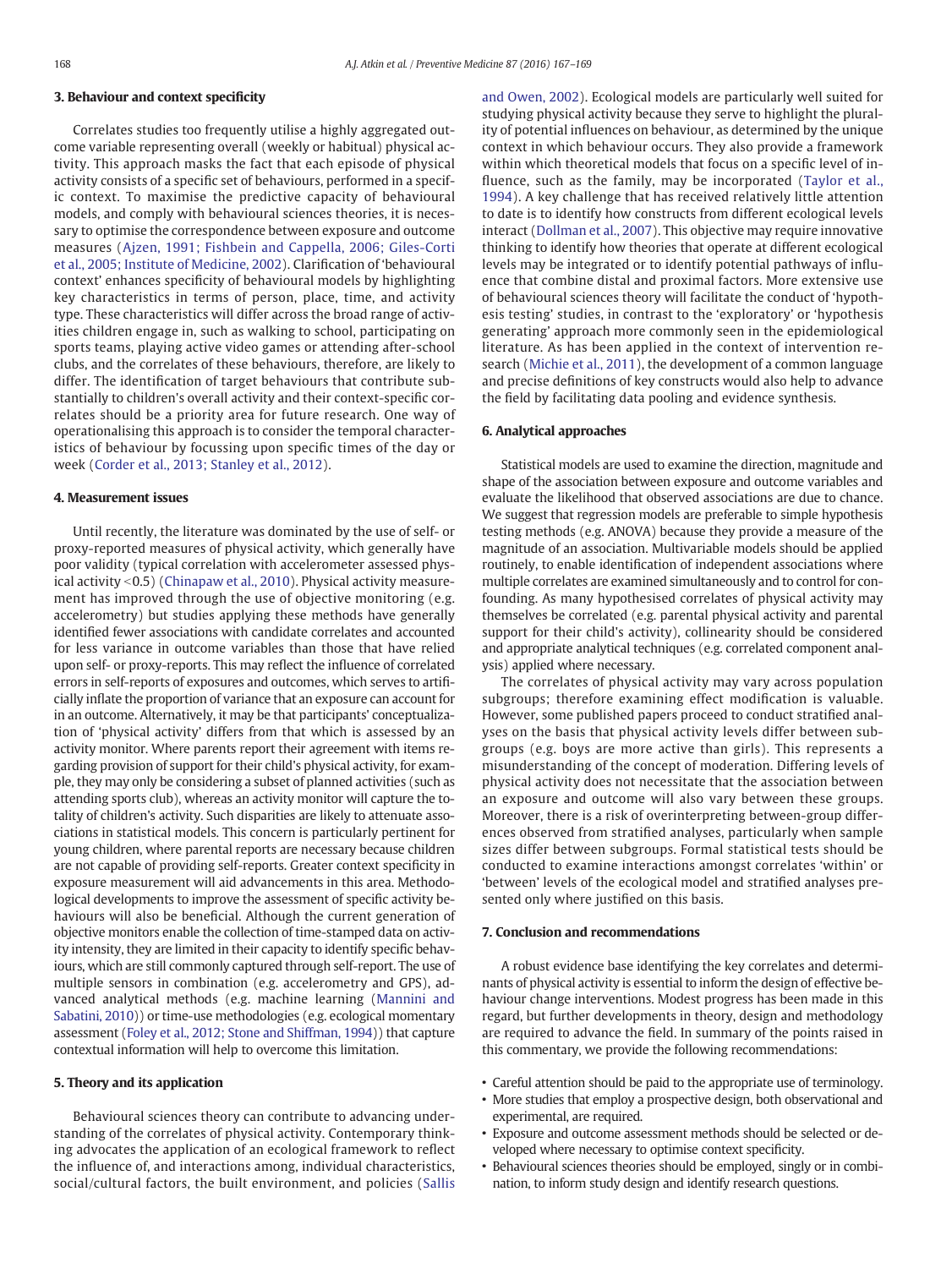## 3. Behaviour and context specificity

Correlates studies too frequently utilise a highly aggregated outcome variable representing overall (weekly or habitual) physical activity. This approach masks the fact that each episode of physical activity consists of a specific set of behaviours, performed in a specific context. To maximise the predictive capacity of behavioural models, and comply with behavioural sciences theories, it is necessary to optimise the correspondence between exposure and outcome measures (Ajzen, 1991; Fishbein and Cappella, 2006; Giles-Corti et al., 2005; Institute of Medicine, 2002). Clarification of 'behavioural context' enhances specificity of behavioural models by highlighting key characteristics in terms of person, place, time, and activity type. These characteristics will differ across the broad range of activities children engage in, such as walking to school, participating on sports teams, playing active video games or attending after-school clubs, and the correlates of these behaviours, therefore, are likely to differ. The identification of target behaviours that contribute substantially to children's overall activity and their context-specific correlates should be a priority area for future research. One way of operationalising this approach is to consider the temporal characteristics of behaviour by focussing upon specific times of the day or week (Corder et al., 2013; Stanley et al., 2012).

## 4. Measurement issues

Until recently, the literature was dominated by the use of self- or proxy-reported measures of physical activity, which generally have poor validity (typical correlation with accelerometer assessed physical activity <0.5) (Chinapaw et al., 2010). Physical activity measurement has improved through the use of objective monitoring (e.g. accelerometry) but studies applying these methods have generally identified fewer associations with candidate correlates and accounted for less variance in outcome variables than those that have relied upon self- or proxy-reports. This may reflect the influence of correlated errors in self-reports of exposures and outcomes, which serves to artificially inflate the proportion of variance that an exposure can account for in an outcome. Alternatively, it may be that participants' conceptualization of 'physical activity' differs from that which is assessed by an activity monitor. Where parents report their agreement with items regarding provision of support for their child's physical activity, for example, they may only be considering a subset of planned activities (such as attending sports club), whereas an activity monitor will capture the totality of children's activity. Such disparities are likely to attenuate associations in statistical models. This concern is particularly pertinent for young children, where parental reports are necessary because children are not capable of providing self-reports. Greater context specificity in exposure measurement will aid advancements in this area. Methodological developments to improve the assessment of specific activity behaviours will also be beneficial. Although the current generation of objective monitors enable the collection of time-stamped data on activity intensity, they are limited in their capacity to identify specific behaviours, which are still commonly captured through self-report. The use of multiple sensors in combination (e.g. accelerometry and GPS), advanced analytical methods (e.g. machine learning (Mannini and Sabatini, 2010)) or time-use methodologies (e.g. ecological momentary assessment (Foley et al., 2012; Stone and Shiffman, 1994)) that capture contextual information will help to overcome this limitation.

## 5. Theory and its application

Behavioural sciences theory can contribute to advancing understanding of the correlates of physical activity. Contemporary thinking advocates the application of an ecological framework to reflect the influence of, and interactions among, individual characteristics, social/cultural factors, the built environment, and policies (Sallis and Owen, 2002). Ecological models are particularly well suited for studying physical activity because they serve to highlight the plurality of potential influences on behaviour, as determined by the unique context in which behaviour occurs. They also provide a framework within which theoretical models that focus on a specific level of influence, such as the family, may be incorporated (Taylor et al., 1994). A key challenge that has received relatively little attention to date is to identify how constructs from different ecological levels interact (Dollman et al., 2007). This objective may require innovative thinking to identify how theories that operate at different ecological levels may be integrated or to identify potential pathways of influence that combine distal and proximal factors. More extensive use of behavioural sciences theory will facilitate the conduct of 'hypothesis testing' studies, in contrast to the 'exploratory' or 'hypothesis generating' approach more commonly seen in the epidemiological literature. As has been applied in the context of intervention research (Michie et al., 2011), the development of a common language and precise definitions of key constructs would also help to advance the field by facilitating data pooling and evidence synthesis.

## 6. Analytical approaches

Statistical models are used to examine the direction, magnitude and shape of the association between exposure and outcome variables and evaluate the likelihood that observed associations are due to chance. We suggest that regression models are preferable to simple hypothesis testing methods (e.g. ANOVA) because they provide a measure of the magnitude of an association. Multivariable models should be applied routinely, to enable identification of independent associations where multiple correlates are examined simultaneously and to control for confounding. As many hypothesised correlates of physical activity may themselves be correlated (e.g. parental physical activity and parental support for their child's activity), collinearity should be considered and appropriate analytical techniques (e.g. correlated component analysis) applied where necessary.

The correlates of physical activity may vary across population subgroups; therefore examining effect modification is valuable. However, some published papers proceed to conduct stratified analyses on the basis that physical activity levels differ between subgroups (e.g. boys are more active than girls). This represents a misunderstanding of the concept of moderation. Differing levels of physical activity does not necessitate that the association between an exposure and outcome will also vary between these groups. Moreover, there is a risk of overinterpreting between-group differences observed from stratified analyses, particularly when sample sizes differ between subgroups. Formal statistical tests should be conducted to examine interactions amongst correlates 'within' or 'between' levels of the ecological model and stratified analyses presented only where justified on this basis.

## 7. Conclusion and recommendations

A robust evidence base identifying the key correlates and determinants of physical activity is essential to inform the design of effective behaviour change interventions. Modest progress has been made in this regard, but further developments in theory, design and methodology are required to advance the field. In summary of the points raised in this commentary, we provide the following recommendations:

- Careful attention should be paid to the appropriate use of terminology.
- More studies that employ a prospective design, both observational and experimental, are required.
- Exposure and outcome assessment methods should be selected or developed where necessary to optimise context specificity.
- Behavioural sciences theories should be employed, singly or in combination, to inform study design and identify research questions.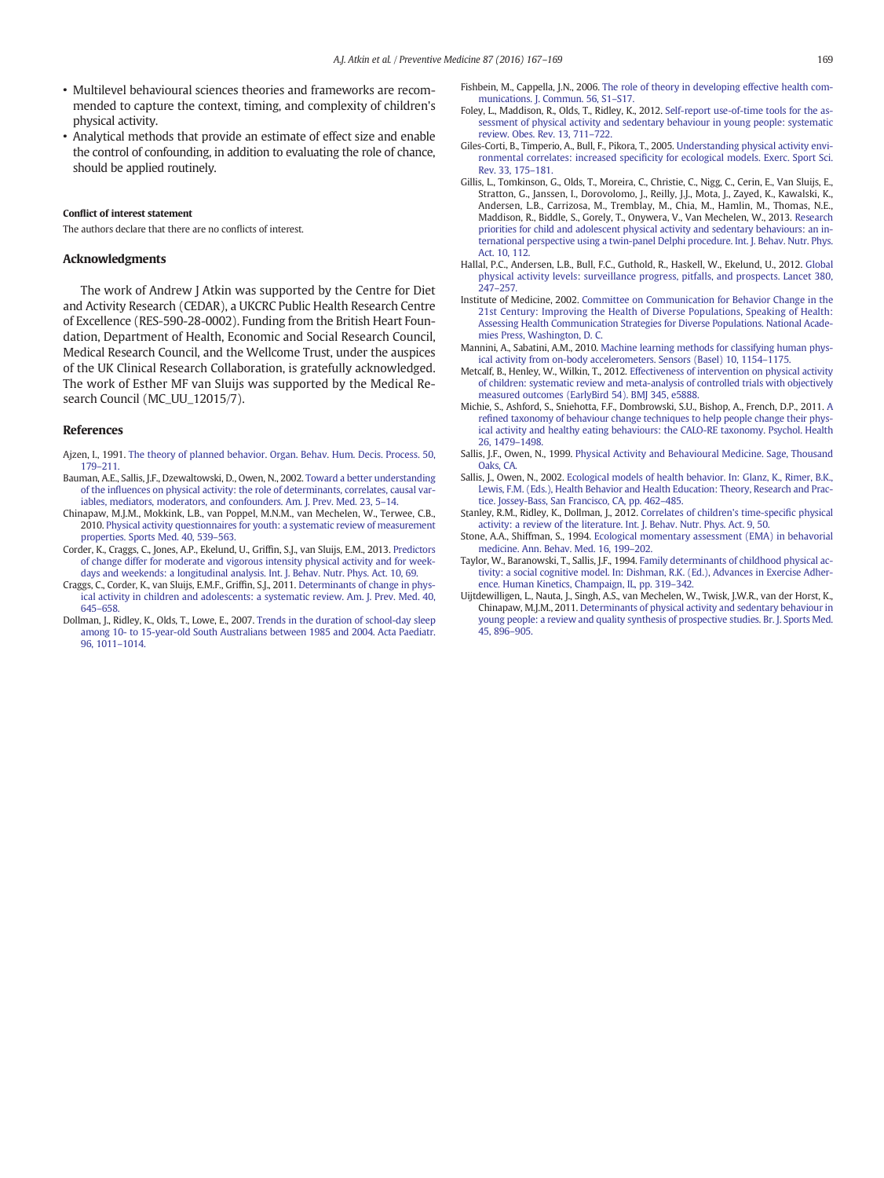- Multilevel behavioural sciences theories and frameworks are recommended to capture the context, timing, and complexity of children's physical activity.
- Analytical methods that provide an estimate of effect size and enable the control of confounding, in addition to evaluating the role of chance, should be applied routinely.

#### Conflict of interest statement

The authors declare that there are no conflicts of interest.

## Acknowledgments

The work of Andrew J Atkin was supported by the Centre for Diet and Activity Research (CEDAR), a UKCRC Public Health Research Centre of Excellence (RES-590-28-0002). Funding from the British Heart Foundation, Department of Health, Economic and Social Research Council, Medical Research Council, and the Wellcome Trust, under the auspices of the UK Clinical Research Collaboration, is gratefully acknowledged. The work of Esther MF van Sluijs was supported by the Medical Research Council (MC_UU_12015/7).

## References

Ajzen, I., 1991. The theory of planned behavior. Organ. Behav. Hum. Decis. Process. 50, 179–211.

Bauman, A.E., Sallis, J.F., Dzewaltowski, D., Owen, N., 2002. Toward a better understanding of the influences on physical activity: the role of determinants, correlates, causal variables, mediators, moderators, and confounders. Am. J. Prev. Med. 23, 5–14.

Chinapaw, M.J.M., Mokkink, L.B., van Poppel, M.N.M., van Mechelen, W., Terwee, C.B., 2010. Physical activity questionnaires for youth: a systematic review of measurement properties. Sports Med. 40, 539–563.

Corder, K., Craggs, C., Jones, A.P., Ekelund, U., Griffin, S.J., van Sluijs, E.M., 2013. Predictors of change differ for moderate and vigorous intensity physical activity and for weekdays and weekends: a longitudinal analysis. Int. J. Behav. Nutr. Phys. Act. 10, 69.

Craggs, C., Corder, K., van Sluijs, E.M.F., Griffin, S.J., 2011. Determinants of change in physical activity in children and adolescents: a systematic review. Am. J. Prev. Med. 40, 645–658.

Dollman, J., Ridley, K., Olds, T., Lowe, E., 2007. Trends in the duration of school-day sleep among 10- to 15-year-old South Australians between 1985 and 2004. Acta Paediatr. 96, 1011–1014.

Fishbein, M., Cappella, J.N., 2006. The role of theory in developing effective health communications. J. Commun. 56, S1–S17.

Foley, L., Maddison, R., Olds, T., Ridley, K., 2012. Self-report use-of-time tools for the assessment of physical activity and sedentary behaviour in young people: systematic review. Obes. Rev. 13, 711–722.

Giles-Corti, B., Timperio, A., Bull, F., Pikora, T., 2005. Understanding physical activity environmental correlates: increased specificity for ecological models. Exerc. Sport Sci. Rev. 33, 175–181.

Gillis, L., Tomkinson, G., Olds, T., Moreira, C., Christie, C., Nigg, C., Cerin, E., Van Sluijs, E., Stratton, G., Janssen, I., Dorovolomo, J., Reilly, J.J., Mota, J., Zayed, K., Kawalski, K., Andersen, L.B., Carrizosa, M., Tremblay, M., Chia, M., Hamlin, M., Thomas, N.E., Maddison, R., Biddle, S., Gorely, T., Onywera, V., Van Mechelen, W., 2013. Research priorities for child and adolescent physical activity and sedentary behaviours: an international perspective using a twin-panel Delphi procedure. Int. J. Behav. Nutr. Phys. Act. 10, 112.

Hallal, P.C., Andersen, L.B., Bull, F.C., Guthold, R., Haskell, W., Ekelund, U., 2012. Global physical activity levels: surveillance progress, pitfalls, and prospects. Lancet 380, 247–257.

Institute of Medicine, 2002. Committee on Communication for Behavior Change in the 21st Century: Improving the Health of Diverse Populations, Speaking of Health: Assessing Health Communication Strategies for Diverse Populations. National Academies Press, Washington, D. C.

Mannini, A., Sabatini, A.M., 2010. Machine learning methods for classifying human physical activity from on-body accelerometers. Sensors (Basel) 10, 1154–1175.

Metcalf, B., Henley, W., Wilkin, T., 2012. Effectiveness of intervention on physical activity of children: systematic review and meta-analysis of controlled trials with objectively measured outcomes (EarlyBird 54). BMJ 345, e5888.

Michie, S., Ashford, S., Sniehotta, F.F., Dombrowski, S.U., Bishop, A., French, D.P., 2011. A refined taxonomy of behaviour change techniques to help people change their physical activity and healthy eating behaviours: the CALO-RE taxonomy. Psychol. Health 26, 1479–1498.

Sallis, J.F., Owen, N., 1999. Physical Activity and Behavioural Medicine. Sage, Thousand Oaks, CA.

Sallis, J., Owen, N., 2002. Ecological models of health behavior. In: Glanz, K., Rimer, B.K., Lewis, F.M. (Eds.), Health Behavior and Health Education: Theory, Research and Practice. Jossey-Bass, San Francisco, CA, pp. 462–485.

Stanley, R.M., Ridley, K., Dollman, J., 2012. Correlates of children's time-specific physical activity: a review of the literature. Int. J. Behav. Nutr. Phys. Act. 9, 50.

Stone, A.A., Shiffman, S., 1994. Ecological momentary assessment (EMA) in behavorial medicine. Ann. Behav. Med. 16, 199–202.

Taylor, W., Baranowski, T., Sallis, J.F., 1994. Family determinants of childhood physical activity: a social cognitive model. In: Dishman, R.K. (Ed.), Advances in Exercise Adherence. Human Kinetics, Champaign, IL, pp. 319–342.

Uijtdewilligen, L., Nauta, J., Singh, A.S., van Mechelen, W., Twisk, J.W.R., van der Horst, K., Chinapaw, M.J.M., 2011. Determinants of physical activity and sedentary behaviour in young people: a review and quality synthesis of prospective studies. Br. J. Sports Med. 45, 896–905.